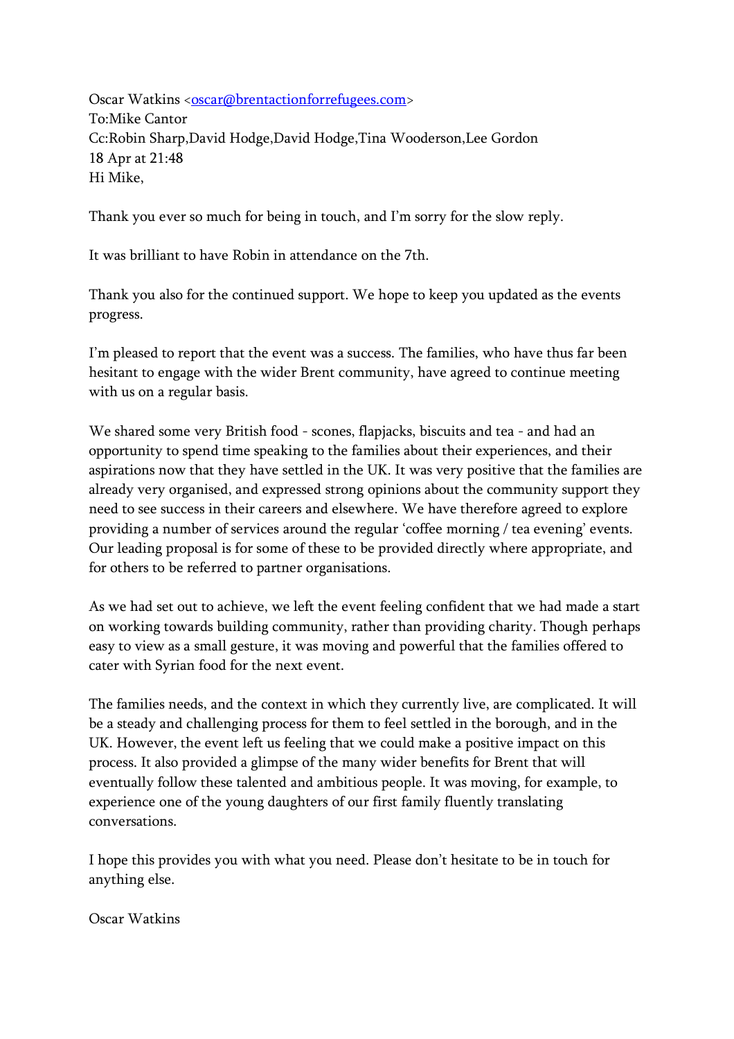Oscar Watkins <oscar@brentactionforrefugees.com>
To:Mike Cantor
Cc:Robin Sharp,David Hodge,David Hodge,Tina Wooderson,Lee Gordon
18 Apr at 21:48
Hi Mike,

Thank you ever so much for being in touch, and I'm sorry for the slow reply.

It was brilliant to have Robin in attendance on the 7th.

Thank you also for the continued support. We hope to keep you updated as the events progress.

I'm pleased to report that the event was a success. The families, who have thus far been hesitant to engage with the wider Brent community, have agreed to continue meeting with us on a regular basis.

We shared some very British food - scones, flapjacks, biscuits and tea - and had an opportunity to spend time speaking to the families about their experiences, and their aspirations now that they have settled in the UK. It was very positive that the families are already very organised, and expressed strong opinions about the community support they need to see success in their careers and elsewhere. We have therefore agreed to explore providing a number of services around the regular 'coffee morning / tea evening' events. Our leading proposal is for some of these to be provided directly where appropriate, and for others to be referred to partner organisations.

As we had set out to achieve, we left the event feeling confident that we had made a start on working towards building community, rather than providing charity. Though perhaps easy to view as a small gesture, it was moving and powerful that the families offered to cater with Syrian food for the next event.

The families needs, and the context in which they currently live, are complicated. It will be a steady and challenging process for them to feel settled in the borough, and in the UK. However, the event left us feeling that we could make a positive impact on this process. It also provided a glimpse of the many wider benefits for Brent that will eventually follow these talented and ambitious people. It was moving, for example, to experience one of the young daughters of our first family fluently translating conversations.

I hope this provides you with what you need. Please don't hesitate to be in touch for anything else.

Oscar Watkins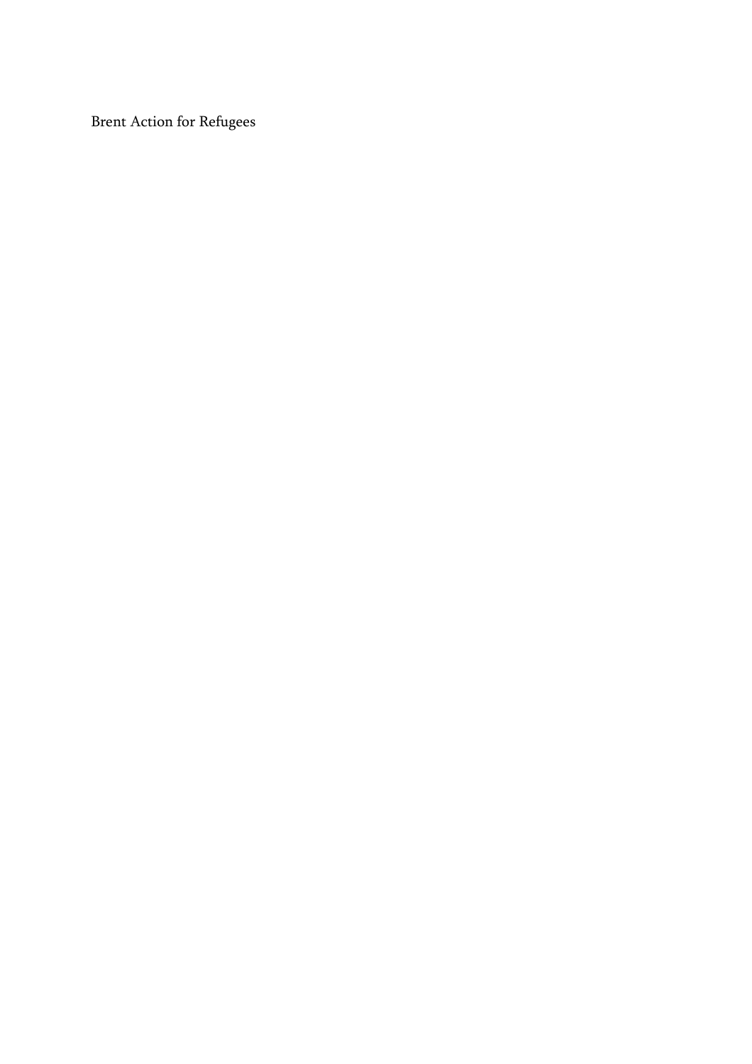Brent Action for Refugees